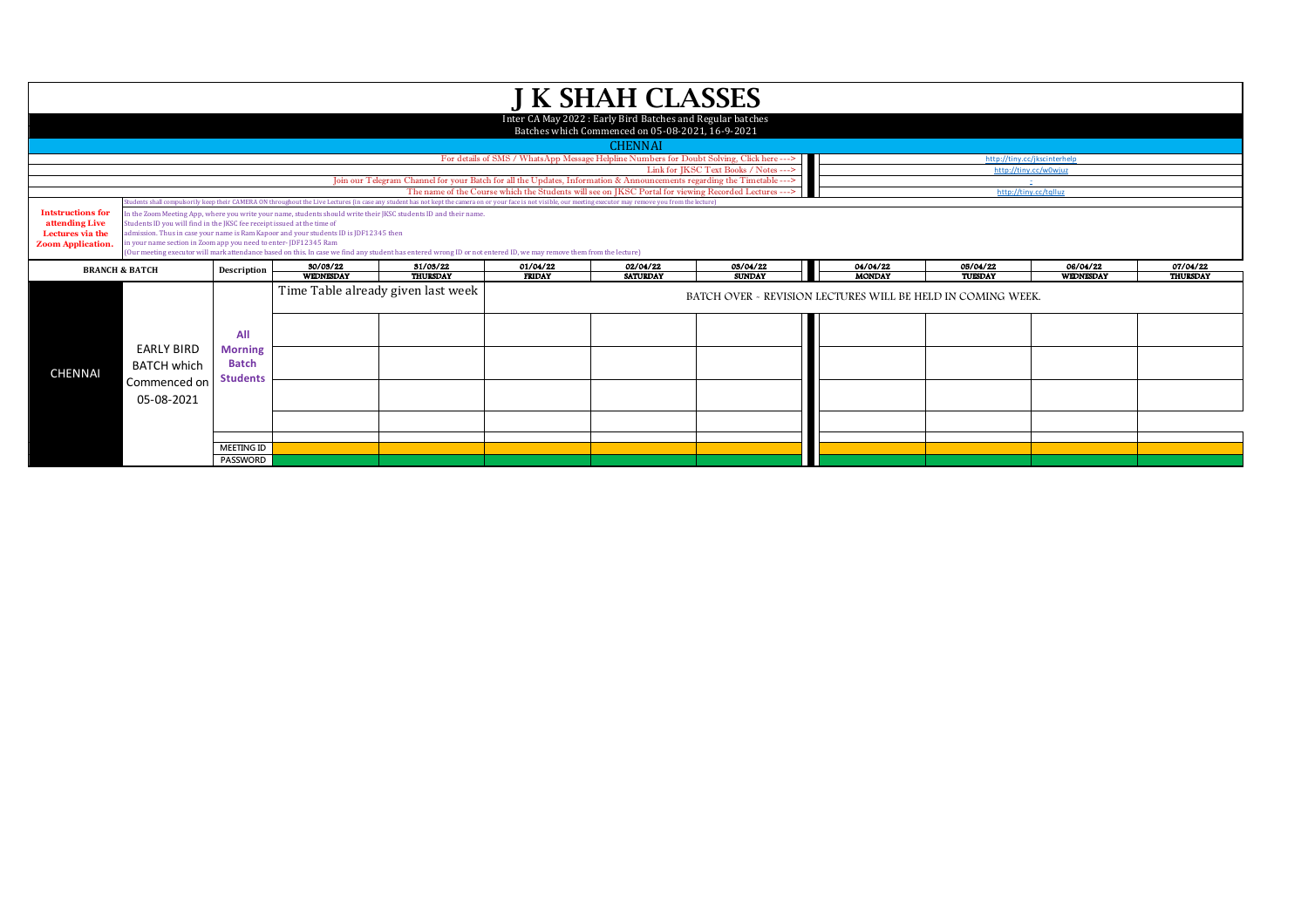# J K SHAH CLASSES

Inter CA May 2022 : Early Bird Batches and Regular batches

Batches which Commenced on 05-08-2021, 16-9-2021

## CHENNAI

| | |
|---|---|
| For details of SMS / WhatsApp Message Helpline Numbers for Doubt Solving, Click here ---> | http://tiny.cc/jkscinterhelp |
| Link for JKSC Text Books / Notes ---> | http://tiny.cc/w0wjuz |
| Join our Telegram Channel for your Batch for all the Updates, Information & Announcements regarding the Timetable ---> | - |
| The name of the Course which the Students will see on JKSC Portal for viewing Recorded Lectures ---> | http://tiny.cc/tqlluz |

**Intstructions for attending Live Lectures via the Zoom Application.**

Students shall compulsorily keep their CAMERA ON throughout the Live Lectures (in case any student has not kept the camera on or your face is not visible, our meeting executor may remove you from the lecture)

In the Zoom Meeting App, where you write your name, students should write their JKSC students ID and their name.
Students ID you will find in the JKSC fee receipt issued at the time of admission. Thus in case your name is Ram Kapour and your students ID is JDF12345 then in your name section in Zoom app you need to enter- JDF12345 Ram
(Our meeting executor will mark attendance based on this. In case we find any student has entered wrong ID or not entered ID, we may remove them from the lecture)

| BRANCH & BATCH | | Description | 30/03/22 WEDNESDAY | 31/03/22 THURSDAY | 01/04/22 FRIDAY | 02/04/22 SATURDAY | 03/04/22 SUNDAY | 04/04/22 MONDAY | 05/04/22 TUESDAY | 06/04/22 WEDNESDAY | 07/04/22 THURSDAY |
|---|---|---|---|---|---|---|---|---|---|---|---|
| CHENNAI | EARLY BIRD BATCH which Commenced on 05-08-2021 | All Morning Batch Students | Time Table already given last week | | BATCH OVER - REVISION LECTURES WILL BE HELD IN COMING WEEK. | | | | | | |
| | | | | | | | | | | | |
| | | | | | | | | | | | |
| | | | | | | | | | | | |
| | | | | | | | | | | | |
| | | MEETING ID | | | | | | | | | |
| | | PASSWORD | | | | | | | | | |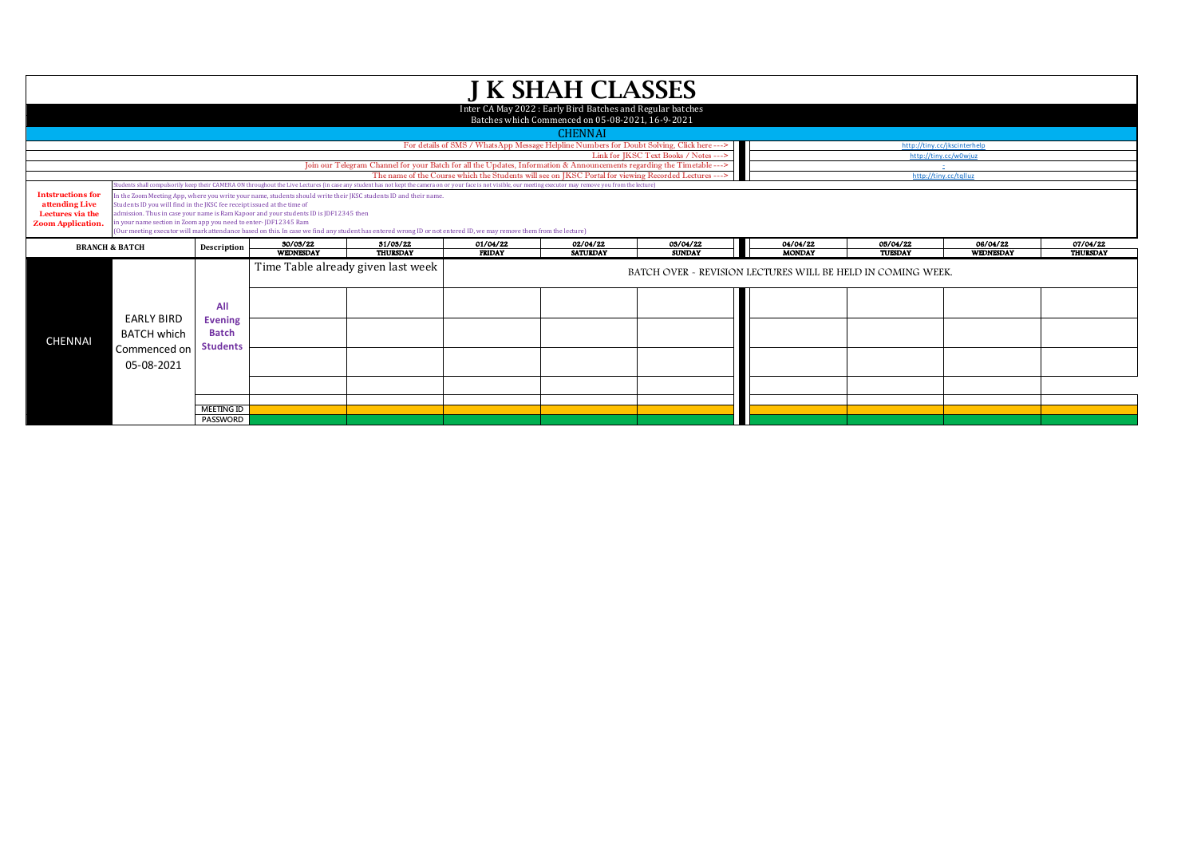# J K SHAH CLASSES

Inter CA May 2022 : Early Bird Batches and Regular batches

Batches which Commenced on 05-08-2021, 16-9-2021

## CHENNAI

| | |
|---|---|
| For details of SMS / WhatsApp Message Helpline Numbers for Doubt Solving, Click here ---> | http://tiny.cc/jkscinterhelp |
| Link for JKSC Text Books / Notes ---> | http://tiny.cc/w0wjuz |
| Join our Telegram Channel for your Batch for all the Updates, Information & Announcements regarding the Timetable ---> | - |
| The name of the Course which the Students will see on JKSC Portal for viewing Recorded Lectures ---> | http://tiny.cc/tqlluz |

**Intstructions for attending Live Lectures via the Zoom Application.**

Students shall compulsorily keep their CAMERA ON throughout the Live Lectures (in case any student has not kept the camera on or your face is not visible, our meeting executor may remove you from the lecture)

In the Zoom Meeting App, where you write your name, students should write their JKSC students ID and their name.
Students ID you will find in the JKSC fee receipt issued at the time of admission. Thus in case your name is Ram Kapoor and your students ID is JDF12345 then in your name section in Zoom app you need to enter- JDF12345 Ram
(Our meeting executor will mark attendance based on this. In case we find any student has entered wrong ID or not entered ID, we may remove them from the lecture)

| BRANCH & BATCH | | Description | 30/03/22 WEDNESDAY | 31/03/22 THURSDAY | 01/04/22 FRIDAY | 02/04/22 SATURDAY | 03/04/22 SUNDAY | 04/04/22 MONDAY | 05/04/22 TUESDAY | 06/04/22 WEDNESDAY | 07/04/22 THURSDAY |
|---|---|---|---|---|---|---|---|---|---|---|---|
| CHENNAI | EARLY BIRD BATCH which Commenced on 05-08-2021 | All Evening Batch Students | Time Table already given last week | | BATCH OVER - REVISION LECTURES WILL BE HELD IN COMING WEEK. | | | | | | |
| | | | | | | | | | | | |
| | | | | | | | | | | | |
| | | | | | | | | | | | |
| | | | | | | | | | | | |
| | | | | | | | | | | | |
| | | MEETING ID | | | | | | | | | |
| | | PASSWORD | | | | | | | | | |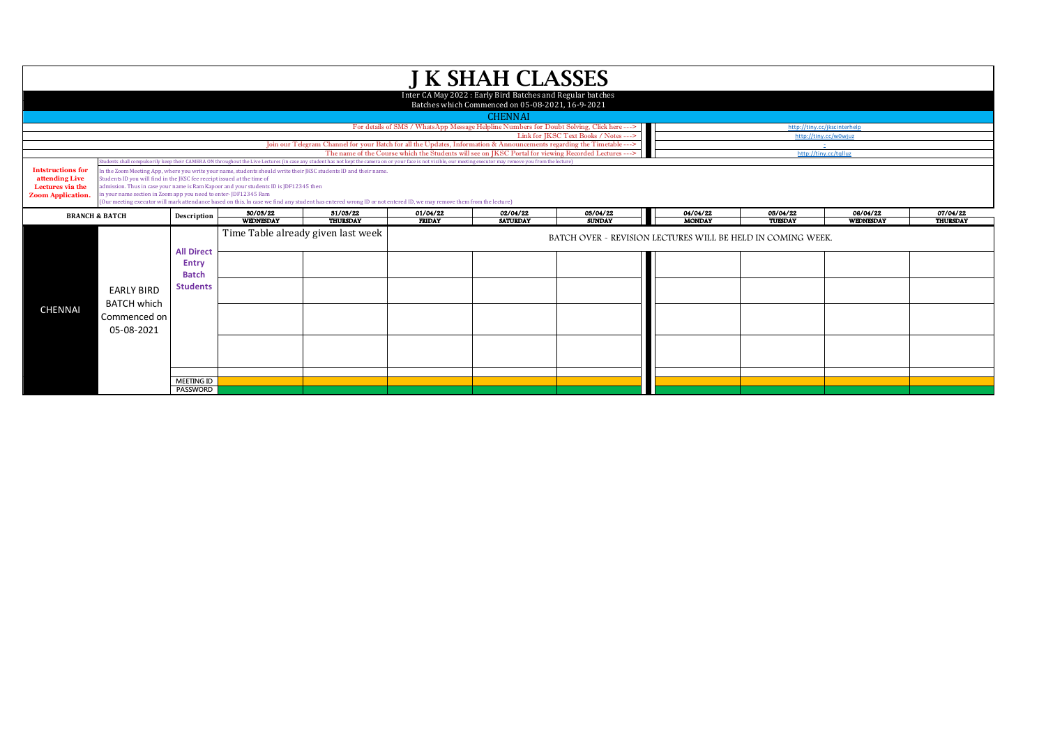# J K SHAH CLASSES

Inter CA May 2022 : Early Bird Batches and Regular batches

Batches which Commenced on 05-08-2021, 16-9-2021

## CHENNAI

| | |
|---|---|
| For details of SMS / WhatsApp Message Helpline Numbers for Doubt Solving, Click here ---> | http://tiny.cc/jkscinterhelp |
| Link for JKSC Text Books / Notes ---> | http://tiny.cc/w0wjuz |
| Join our Telegram Channel for your Batch for all the Updates, Information & Announcements regarding the Timetable ---> | - |
| The name of the Course which the Students will see on JKSC Portal for viewing Recorded Lectures ---> | http://tiny.cc/tqlluz |

**Intstructions for attending Live Lectures via the Zoom Application.**

Students shall compulsorily keep their CAMERA ON throughout the Live Lectures (in case any student has not kept the camera on or your face is not visible, our meeting executor may remove you from the lecture)

In the Zoom Meeting App, where you write your name, students should write their JKSC students ID and their name.
Students ID you will find in the JKSC fee receipt issued at the time of admission. Thus in case your name is Ram Kapoor and your students ID is JDF12345 then in your name section in Zoom app you need to enter- JDF12345 Ram
(Our meeting executor will mark attendance based on this. In case we find any student has entered wrong ID or not entered ID, we may remove them from the lecture)

| BRANCH & BATCH | | Description | 30/03/22 WEDNESDAY | 31/03/22 THURSDAY | 01/04/22 FRIDAY | 02/04/22 SATURDAY | 03/04/22 SUNDAY | 04/04/22 MONDAY | 05/04/22 TUESDAY | 06/04/22 WEDNESDAY | 07/04/22 THURSDAY |
|---|---|---|---|---|---|---|---|---|---|---|---|
| CHENNAI | EARLY BIRD BATCH which Commenced on 05-08-2021 | All Direct Entry Batch Students | Time Table already given last week | | BATCH OVER - REVISION LECTURES WILL BE HELD IN COMING WEEK. | | | | | | |
| | | | | | | | | | | | |
| | | | | | | | | | | | |
| | | | | | | | | | | | |
| | | | | | | | | | | | |
| | | MEETING ID | | | | | | | | | |
| | | PASSWORD | | | | | | | | | |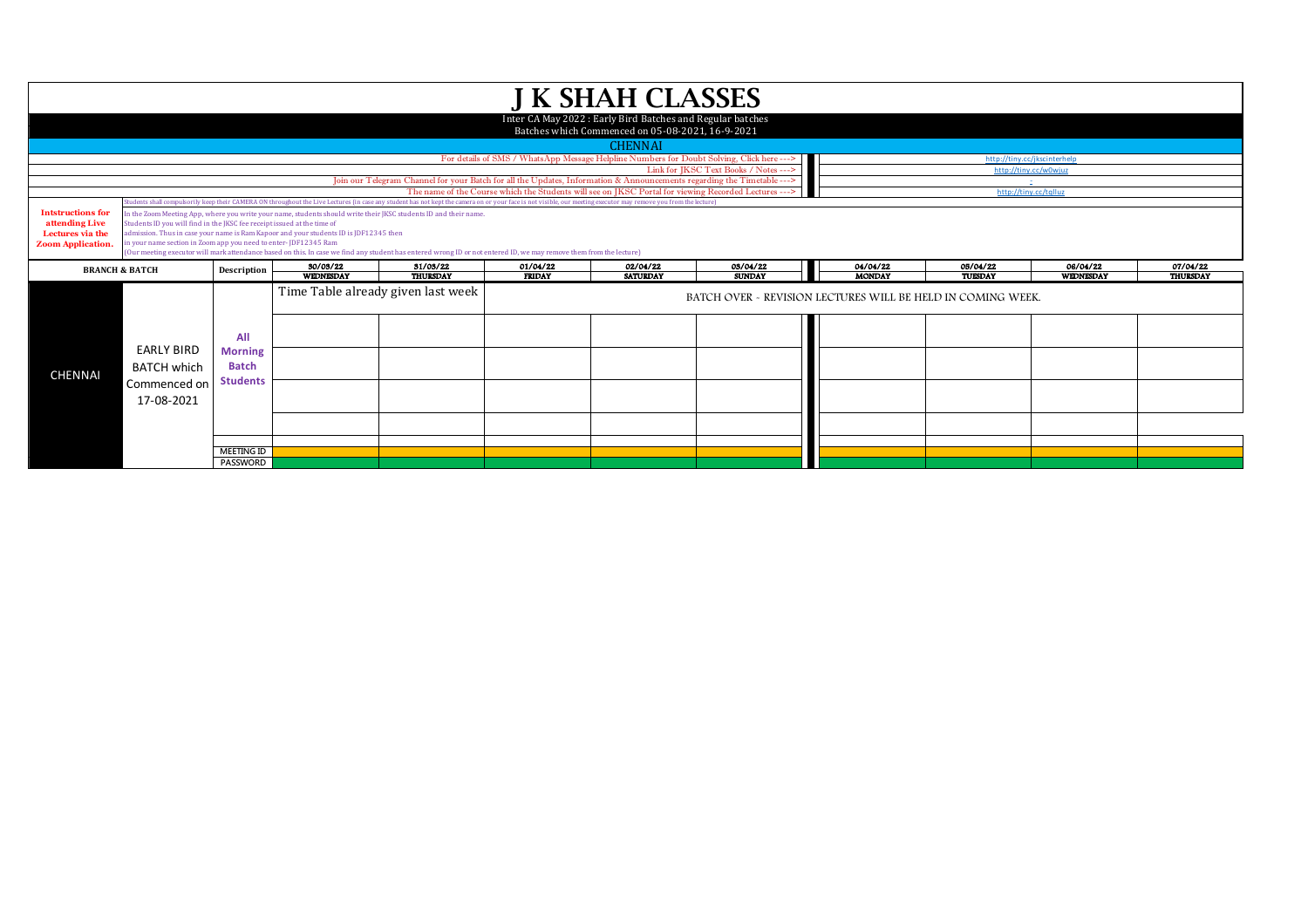# J K SHAH CLASSES

Inter CA May 2022 : Early Bird Batches and Regular batches
Batches which Commenced on 05-08-2021, 16-9-2021

## CHENNAI

| | |
|---|---|
| For details of SMS / WhatsApp Message Helpline Numbers for Doubt Solving, Click here ---> | http://tiny.cc/jkscinterhelp |
| Link for JKSC Text Books / Notes ---> | http://tiny.cc/w0wjuz |
| Join our Telegram Channel for your Batch for all the Updates, Information & Announcements regarding the Timetable ---> | - |
| The name of the Course which the Students will see on JKSC Portal for viewing Recorded Lectures ---> | http://tiny.cc/tqlluz |

**Intstructions for attending Live Lectures via the Zoom Application.**

Students shall compulsorily keep their CAMERA ON throughout the Live Lectures (in case any student has not kept the camera on or your face is not visible, our meeting executor may remove you from the lecture)

In the Zoom Meeting App, where you write your name, students should write their JKSC students ID and their name.
Students ID you will find in the JKSC fee receipt issued at the time of admission. Thus in case your name is Ram Kapoor and your students ID is JDF12345 then in your name section in Zoom app you need to enter- JDF12345 Ram
(Our meeting executor will mark attendance based on this. In case we find any student has entered wrong ID or not entered ID, we may remove them from the lecture)

| BRANCH & BATCH | | Description | 30/03/22 WEDNESDAY | 31/03/22 THURSDAY | 01/04/22 FRIDAY | 02/04/22 SATURDAY | 03/04/22 SUNDAY | 04/04/22 MONDAY | 05/04/22 TUESDAY | 06/04/22 WEDNESDAY | 07/04/22 THURSDAY |
|---|---|---|---|---|---|---|---|---|---|---|---|
| CHENNAI | EARLY BIRD BATCH which Commenced on 17-08-2021 | All Morning Batch Students | Time Table already given last week | | BATCH OVER - REVISION LECTURES WILL BE HELD IN COMING WEEK. | | | | | | |
| | | MEETING ID | | | | | | | | | |
| | | PASSWORD | | | | | | | | | |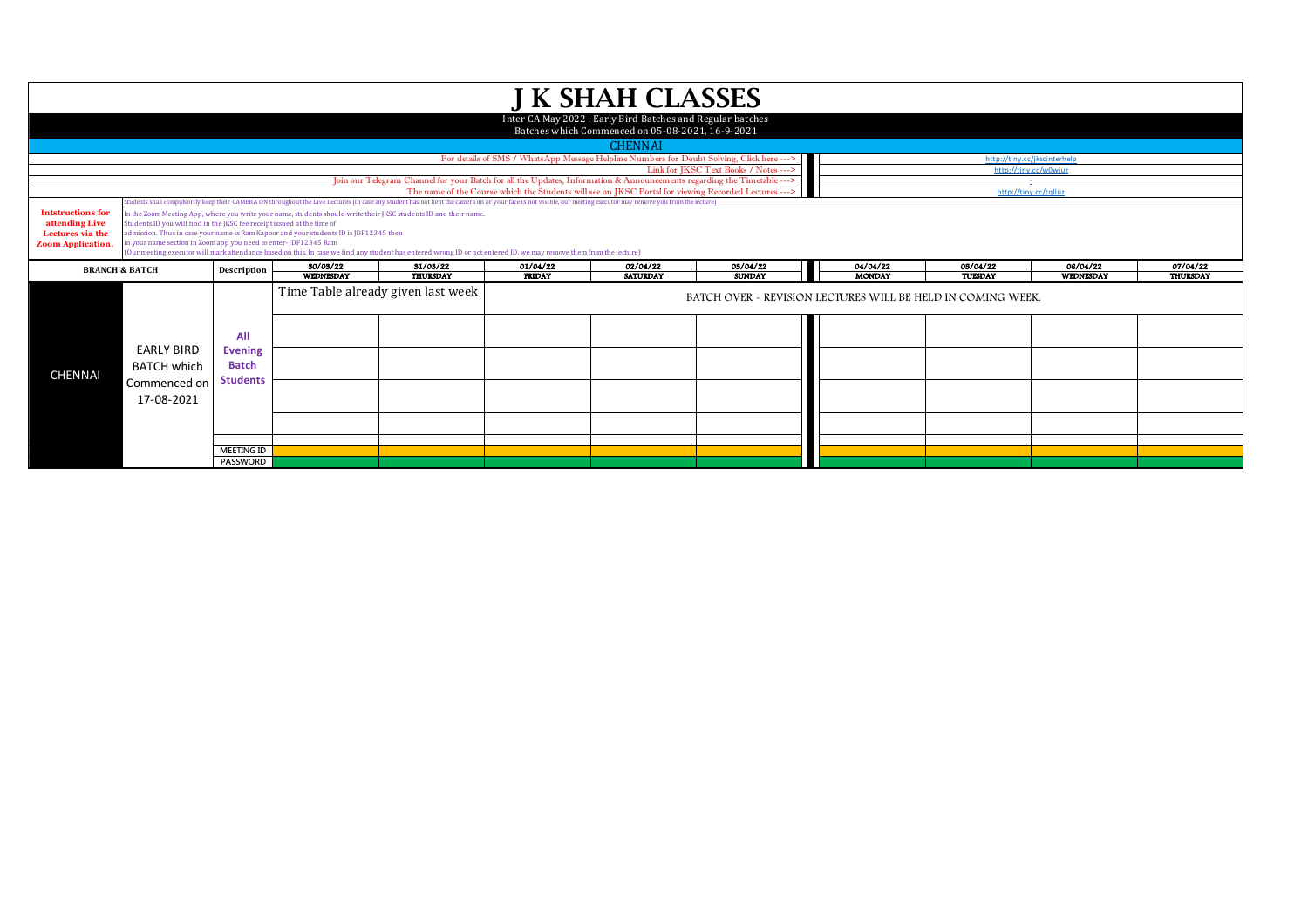# J K SHAH CLASSES

Inter CA May 2022 : Early Bird Batches and Regular batches

Batches which Commenced on 05-08-2021, 16-9-2021

## CHENNAI

| | |
|---|---|
| For details of SMS / WhatsApp Message Helpline Numbers for Doubt Solving, Click here ---> | http://tiny.cc/jkscinterhelp |
| Link for JKSC Text Books / Notes ---> | http://tiny.cc/w0wjuz |
| Join our Telegram Channel for your Batch for all the Updates, Information & Announcements regarding the Timetable ---> | - |
| The name of the Course which the Students will see on JKSC Portal for viewing Recorded Lectures ---> | http://tiny.cc/tqlluz |

**Intstructions for attending Live Lectures via the Zoom Application.**

Students shall compulsorily keep their CAMERA ON throughout the Live Lectures (in case any student has not kept the camera on or your face is not visible, our meeting executor may remove you from the lecture)

In the Zoom Meeting App, where you write your name, students should write their JKSC students ID and their name.
Students ID you will find in the JKSC fee receipt issued at the time of admission. Thus in case your name is Ram Kapour and your students ID is JDF12345 then in your name section in Zoom app you need to enter- JDF12345 Ram
(Our meeting executor will mark attendance based on this. In case we find any student has entered wrong ID or not entered ID, we may remove them from the lecture)

| BRANCH & BATCH | | Description | 30/03/22 WEDNESDAY | 31/03/22 THURSDAY | 01/04/22 FRIDAY | 02/04/22 SATURDAY | 03/04/22 SUNDAY | 04/04/22 MONDAY | 05/04/22 TUESDAY | 06/04/22 WEDNESDAY | 07/04/22 THURSDAY |
|---|---|---|---|---|---|---|---|---|---|---|---|
| CHENNAI | EARLY BIRD BATCH which Commenced on 17-08-2021 | All Evening Batch Students | Time Table already given last week | | BATCH OVER - REVISION LECTURES WILL BE HELD IN COMING WEEK. | | | | | | |
| | | | | | | | | | | | |
| | | | | | | | | | | | |
| | | | | | | | | | | | |
| | | | | | | | | | | | |
| | | MEETING ID | | | | | | | | | |
| | | PASSWORD | | | | | | | | | |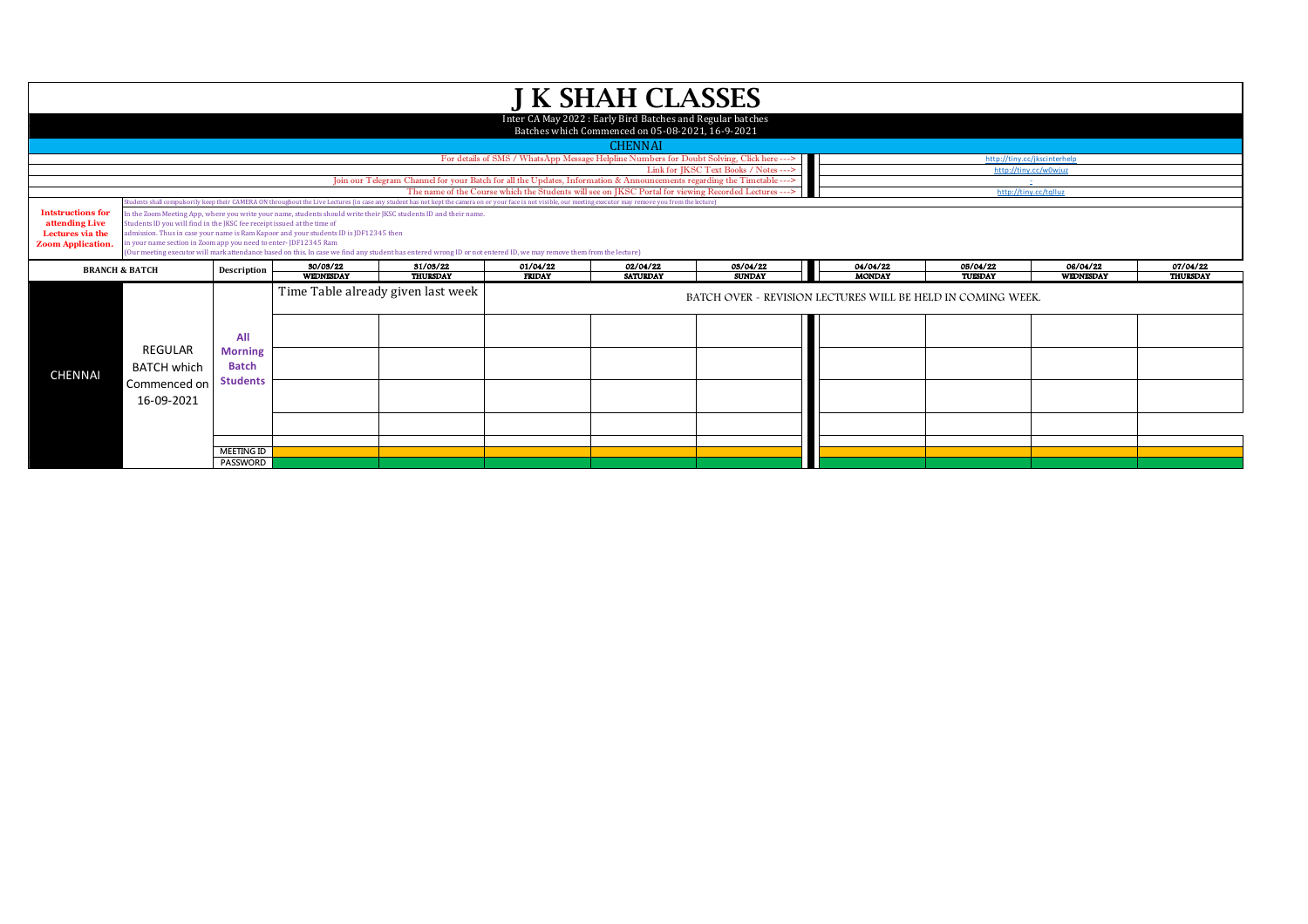# J K SHAH CLASSES

Inter CA May 2022 : Early Bird Batches and Regular batches

Batches which Commenced on 05-08-2021, 16-9-2021

## CHENNAI

| | |
|---|---|
| For details of SMS / WhatsApp Message Helpline Numbers for Doubt Solving, Click here ---> | http://tiny.cc/jkscinterhelp |
| Link for JKSC Text Books / Notes ---> | http://tiny.cc/w0wjuz |
| Join our Telegram Channel for your Batch for all the Updates, Information & Announcements regarding the Timetable ---> | - |
| The name of the Course which the Students will see on JKSC Portal for viewing Recorded Lectures ---> | http://tiny.cc/tqlluz |

**Intstructions for attending Live Lectures via the Zoom Application.**

Students shall compulsorily keep their CAMERA ON throughout the Live Lectures (in case any student has not kept the camera on or your face is not visible, our meeting executor may remove you from the lecture)

In the Zoom Meeting App, where you write your name, students should write their JKSC students ID and their name.
Students ID you will find in the JKSC fee receipt issued at the time of admission. Thus in case your name is Ram Kapour and your students ID is JDF12345 then in your name section in Zoom app you need to enter- JDF12345 Ram
(Our meeting executor will mark attendance based on this. In case we find any student has entered wrong ID or not entered ID, we may remove them from the lecture)

| BRANCH & BATCH | | Description | 30/03/22 WEDNESDAY | 31/03/22 THURSDAY | 01/04/22 FRIDAY | 02/04/22 SATURDAY | 03/04/22 SUNDAY | 04/04/22 MONDAY | 05/04/22 TUESDAY | 06/04/22 WEDNESDAY | 07/04/22 THURSDAY |
|---|---|---|---|---|---|---|---|---|---|---|---|
| CHENNAI | REGULAR BATCH which Commenced on 16-09-2021 | All Morning Batch Students | Time Table already given last week | | BATCH OVER - REVISION LECTURES WILL BE HELD IN COMING WEEK. | | | | | | |
| | | MEETING ID | | | | | | | | | |
| | | PASSWORD | | | | | | | | | |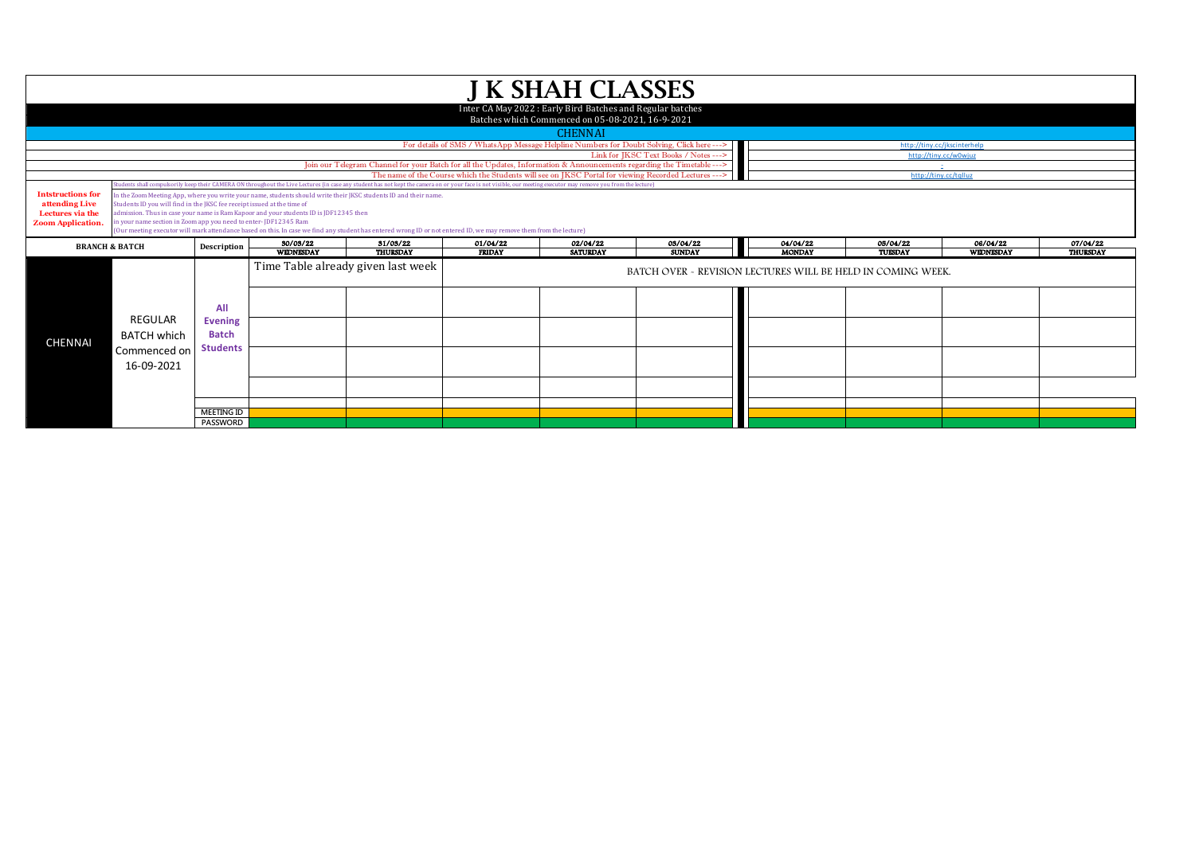# J K SHAH CLASSES

Inter CA May 2022 : Early Bird Batches and Regular batches

Batches which Commenced on 05-08-2021, 16-9-2021

## CHENNAI

| | |
|---|---|
| For details of SMS / WhatsApp Message Helpline Numbers for Doubt Solving, Click here ---> | http://tiny.cc/jkscinterhelp |
| Link for JKSC Text Books / Notes ---> | http://tiny.cc/w0wjuz |
| Join our Telegram Channel for your Batch for all the Updates, Information & Announcements regarding the Timetable ---> | - |
| The name of the Course which the Students will see on JKSC Portal for viewing Recorded Lectures ---> | http://tiny.cc/tqlluz |

**Intstructions for attending Live Lectures via the Zoom Application.**

Students shall compulsorily keep their CAMERA ON throughout the Live Lectures (in case any student has not kept the camera on or your face is not visible, our meeting executor may remove you from the lecture)

In the Zoom Meeting App, where you write your name, students should write their JKSC students ID and their name.
Students ID you will find in the JKSC fee receipt issued at the time of admission. Thus in case your name is Ram Kapoor and your students ID is JDF12345 then in your name section in Zoom app you need to enter- JDF12345 Ram
(Our meeting executor will mark attendance based on this. In case we find any student has entered wrong ID or not entered ID, we may remove them from the lecture)

| BRANCH & BATCH | | Description | 30/03/22 WEDNESDAY | 31/03/22 THURSDAY | 01/04/22 FRIDAY | 02/04/22 SATURDAY | 03/04/22 SUNDAY | 04/04/22 MONDAY | 05/04/22 TUESDAY | 06/04/22 WEDNESDAY | 07/04/22 THURSDAY |
|---|---|---|---|---|---|---|---|---|---|---|---|
| CHENNAI | REGULAR BATCH which Commenced on 16-09-2021 | All Evening Batch Students | Time Table already given last week | | BATCH OVER - REVISION LECTURES WILL BE HELD IN COMING WEEK. | | | | | | |
| | | | | | | | | | | | |
| | | | | | | | | | | | |
| | | | | | | | | | | | |
| | | | | | | | | | | | |
| | | MEETING ID | | | | | | | | | |
| | | PASSWORD | | | | | | | | | |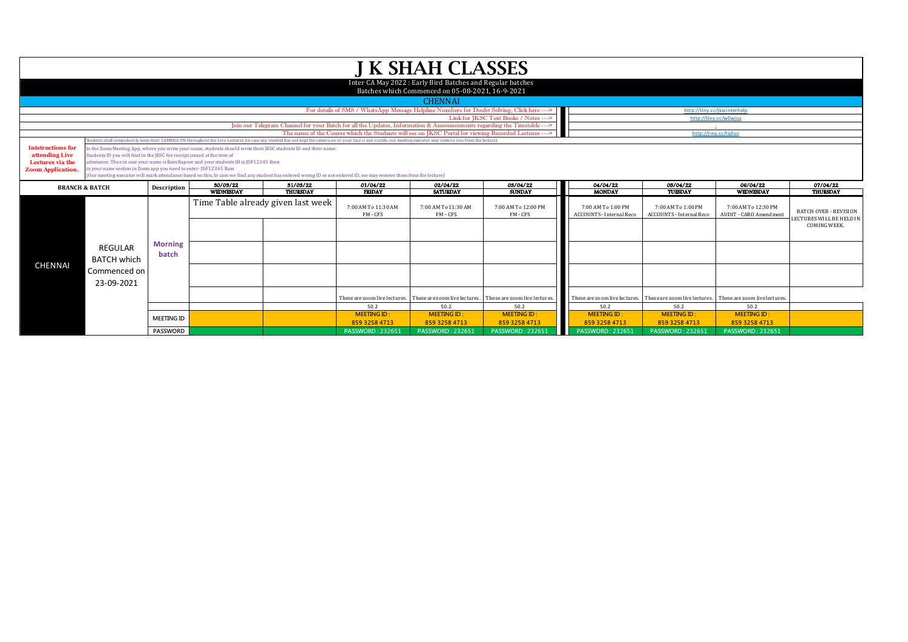# J K SHAH CLASSES

Inter CA May 2022 : Early Bird Batches and Regular batches

Batches which Commenced on 05-08-2021, 16-9-2021

## CHENNAI

| | |
|---|---|
| For details of SMS / WhatsApp Message Helpline Numbers for Doubt Solving, Click here ---> | http://tiny.cc/jkscinterhelp |
| Link for JKSC Text Books / Notes ---> | http://tiny.cc/w0wjuz |
| Join our Telegram Channel for your Batch for all the Updates, Information & Announcements regarding the Timetable ---> | - |
| The name of the Course which the Students will see on JKSC Portal for viewing Recorded Lectures ---> | http://tiny.cc/tglluz |

**Intstructions for attending Live Lectures via the Zoom Application.**

Students shall compulsorily keep their CAMERA ON throughout the Live Lectures (in case any student has not kept the camera on or your face is not visible, our meeting executor may remove you from the lecture)

In the Zoom Meeting App, where you write your name, students should write their JKSC students ID and their name.
Students ID you will find in the JKSC fee receipt issued at the time of admission. Thus in case your name is Ram Kapoor and your students ID is JDF12345 then in your name section in Zoom app you need to enter- JDF12345 Ram
(Our meeting executor will mark attendance based on this. In case we find any student has entered wrong ID or not entered ID, we may remove them from the lecture)

| BRANCH & BATCH | | Description | 30/03/22 WEDNESDAY | 31/03/22 THURSDAY | 01/04/22 FRIDAY | 02/04/22 SATURDAY | 03/04/22 SUNDAY | 04/04/22 MONDAY | 05/04/22 TUESDAY | 06/04/22 WEDNESDAY | 07/04/22 THURSDAY |
|---|---|---|---|---|---|---|---|---|---|---|---|
| CHENNAI | REGULAR BATCH which Commenced on 23-09-2021 | Morning batch | Time Table already given last week | | 7:00 AM To 11:30 AM FM - CFS | 7:00 AM To 11:30 AM FM - CFS | 7:00 AM To 12:00 PM FM - CFS | 7:00 AM To 1:00 PM ACCOUNTS - Internal Reco | 7:00 AM To 1:00 PM ACCOUNTS - Internal Reco | 7:00 AM To 12:30 PM AUDIT - CARO Amendment | BATCH OVER - REVISION LECTURES WILL BE HELD IN COMING WEEK. |
| | | | | | | | | | | | |
| | | | | | | | | | | | |
| | | | | | | | | | | | |
| | | | | | These are zoom live lectures. | These are zoom live lectures. | These are zoom live lectures. | These are zoom live lectures. | These are zoom live lectures. | These are zoom live lectures. | |
| | | | | | 50.2 | 50.2 | 50.2 | 50.2 | 50.2 | 50.2 | |
| | | MEETING ID | | | MEETING ID : 859 3258 4713 | MEETING ID : 859 3258 4713 | MEETING ID : 859 3258 4713 | MEETING ID : 859 3258 4713 | MEETING ID : 859 3258 4713 | MEETING ID : 859 3258 4713 | |
| | | PASSWORD | | | PASSWORD : 232651 | PASSWORD : 232651 | PASSWORD : 232651 | PASSWORD : 232651 | PASSWORD : 232651 | PASSWORD : 232651 | |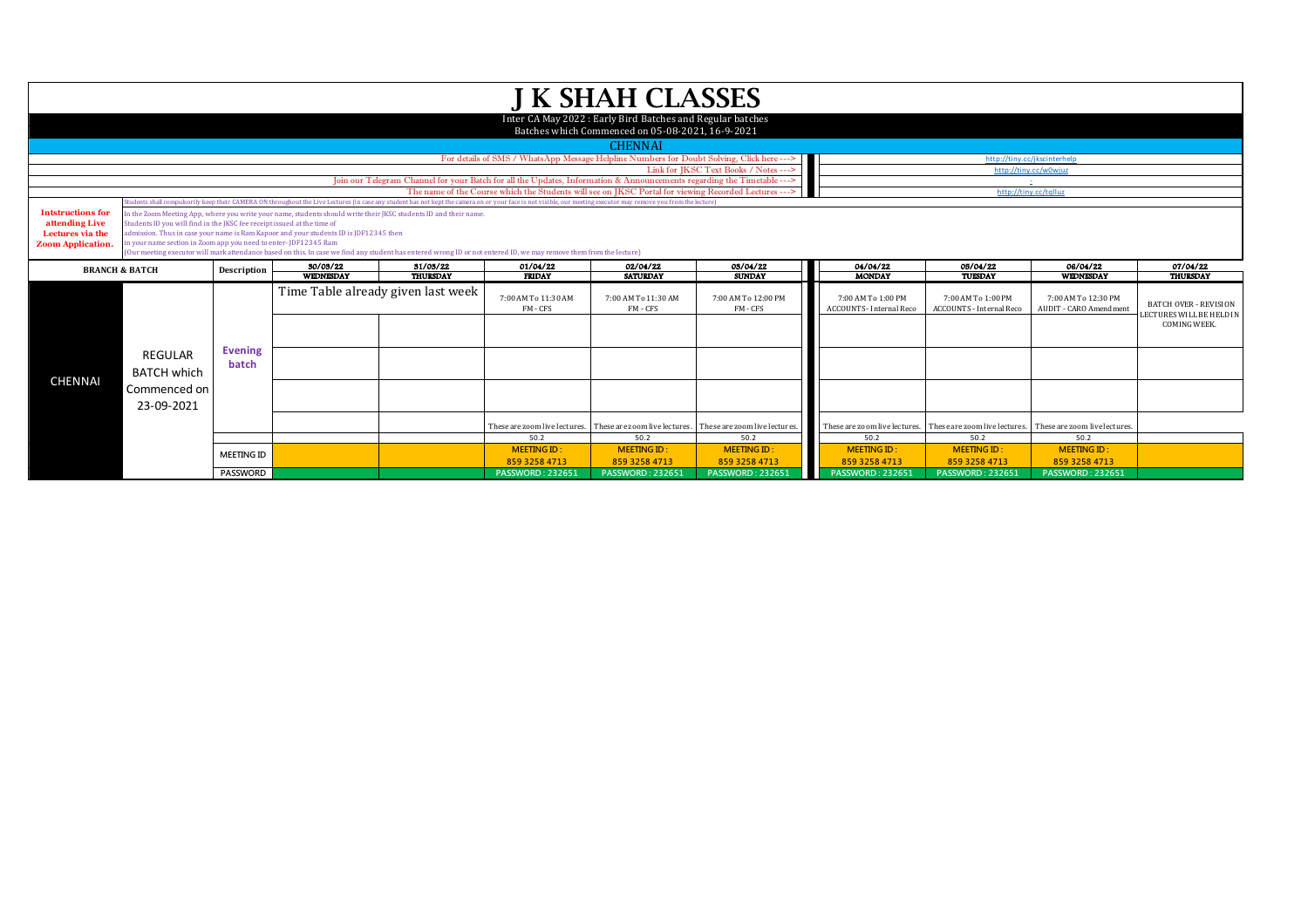# J K SHAH CLASSES

Inter CA May 2022 : Early Bird Batches and Regular batches

Batches which Commenced on 05-08-2021, 16-9-2021

## CHENNAI

| | |
|---|---|
| For details of SMS / WhatsApp Message Helpline Numbers for Doubt Solving, Click here ---> | http://tiny.cc/jkscinterhelp |
| Link for JKSC Text Books / Notes ---> | http://tiny.cc/w0wjuz |
| Join our Telegram Channel for your Batch for all the Updates, Information & Announcements regarding the Timetable ---> | - |
| The name of the Course which the Students will see on JKSC Portal for viewing Recorded Lectures ---> | http://tiny.cc/tqlluz |

**Intstructions for attending Live Lectures via the Zoom Application.**

Students shall compulsorily keep their CAMERA ON throughout the Live Lectures (in case any student has not kept the camera on or your face is not visible, our meeting executor may remove you from the lecture)

In the Zoom Meeting App, where you write your name, students should write their JKSC students ID and their name.
Students ID you will find in the JKSC fee receipt issued at the time of admission. Thus in case your name is Ram Kapoor and your students ID is JDF12345 then in your name section in Zoom app you need to enter- JDF12345 Ram
(Our meeting executor will mark attendance based on this. In case we find any student has entered wrong ID or not entered ID, we may remove them from the lecture)

| BRANCH & BATCH | | Description | 30/03/22 WEDNESDAY | 31/03/22 THURSDAY | 01/04/22 FRIDAY | 02/04/22 SATURDAY | 03/04/22 SUNDAY | 04/04/22 MONDAY | 05/04/22 TUESDAY | 06/04/22 WEDNESDAY | 07/04/22 THURSDAY |
|---|---|---|---|---|---|---|---|---|---|---|---|
| CHENNAI | REGULAR BATCH which Commenced on 23-09-2021 | Evening batch | Time Table already given last week | | 7:00 AM To 11:30 AM FM - CFS | 7:00 AM To 11:30 AM FM - CFS | 7:00 AM To 12:00 PM FM - CFS | 7:00 AM To 1:00 PM ACCOUNTS - Internal Reco | 7:00 AM To 1:00 PM ACCOUNTS - Internal Reco | 7:00 AM To 12:30 PM AUDIT - CARO Amendment | BATCH OVER - REVISION LECTURES WILL BE HELD IN COMING WEEK. |
| | | | | | | | | | | | |
| | | | | | | | | | | | |
| | | | | | | | | | | | |
| | | | | | These are zoom live lectures. | These are zoom live lectures. | These are zoom live lectures. | These are zoom live lectures. | These are zoom live lectures. | These are zoom live lectures. | |
| | | | | | 50.2 | 50.2 | 50.2 | 50.2 | 50.2 | 50.2 | |
| | | MEETING ID | | | MEETING ID : 859 3258 4713 | MEETING ID : 859 3258 4713 | MEETING ID : 859 3258 4713 | MEETING ID : 859 3258 4713 | MEETING ID : 859 3258 4713 | MEETING ID : 859 3258 4713 | |
| | | PASSWORD | | | PASSWORD : 232651 | PASSWORD : 232651 | PASSWORD : 232651 | PASSWORD : 232651 | PASSWORD : 232651 | PASSWORD : 232651 | |